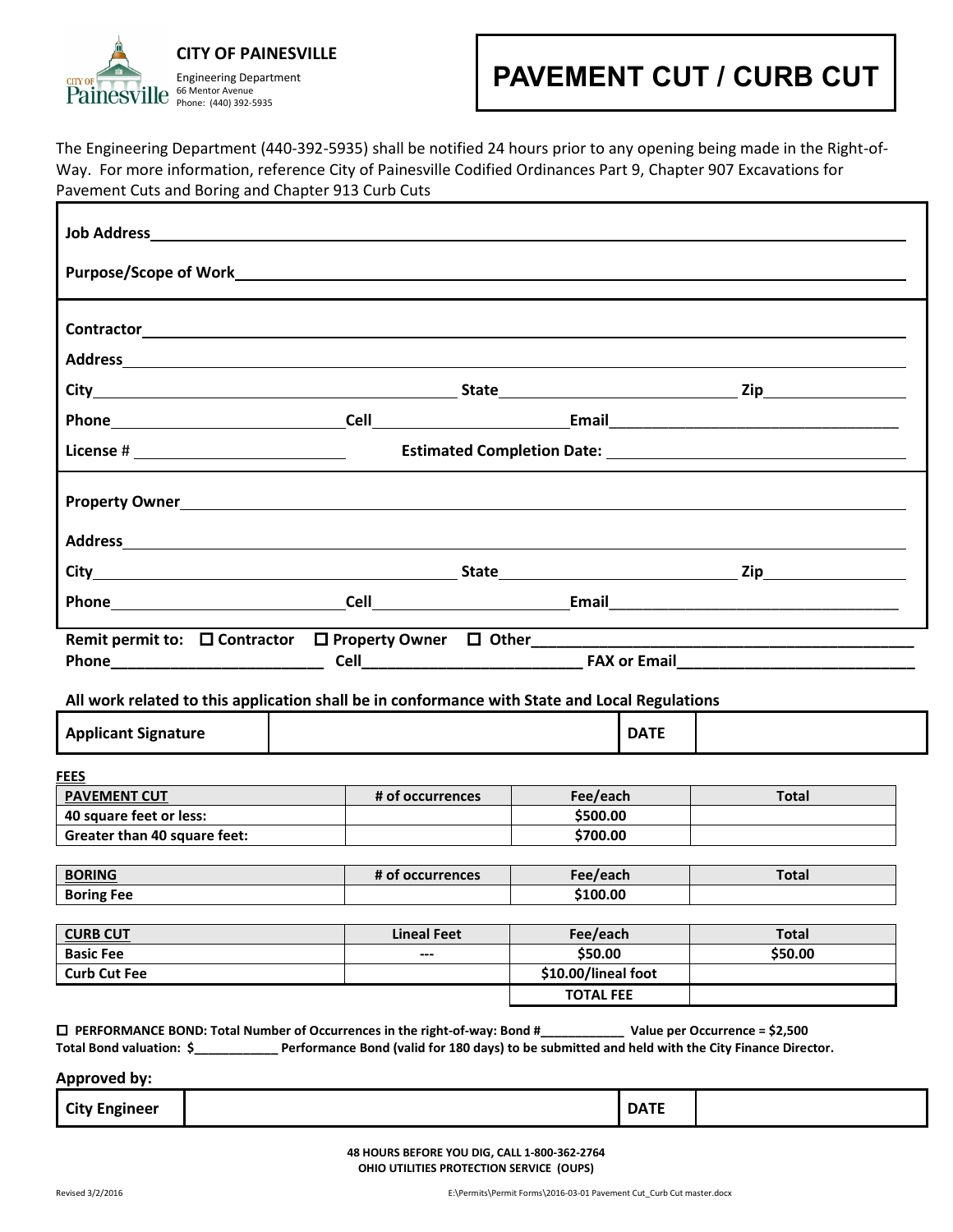**CITY OF PAINESVILLE**
Engineering Department
66 Mentor Avenue
Phone: (440) 392-5935

# PAVEMENT CUT / CURB CUT

The Engineering Department (440-392-5935) shall be notified 24 hours prior to any opening being made in the Right-of-Way. For more information, reference City of Painesville Codified Ordinances Part 9, Chapter 907 Excavations for Pavement Cuts and Boring and Chapter 913 Curb Cuts

**Job Address**\_\_\_\_\_\_\_\_\_\_\_\_\_\_\_\_\_\_\_\_\_\_\_\_\_\_\_\_\_\_\_\_\_\_\_\_\_\_\_\_

**Purpose/Scope of Work**\_\_\_\_\_\_\_\_\_\_\_\_\_\_\_\_\_\_\_\_\_\_\_\_\_\_\_\_\_\_\_\_\_\_

**Contractor**\_\_\_\_\_\_\_\_\_\_\_\_\_\_\_\_\_\_\_\_\_\_\_\_\_\_\_\_\_\_\_\_\_\_\_\_\_\_\_\_

**Address**\_\_\_\_\_\_\_\_\_\_\_\_\_\_\_\_\_\_\_\_\_\_\_\_\_\_\_\_\_\_\_\_\_\_\_\_\_\_\_\_

**City**\_\_\_\_\_\_\_\_\_\_\_\_\_\_\_\_\_\_\_\_ **State**\_\_\_\_\_\_\_\_\_\_\_\_\_\_ **Zip**\_\_\_\_\_\_\_\_

**Phone**\_\_\_\_\_\_\_\_\_\_\_\_\_\_ **Cell**\_\_\_\_\_\_\_\_\_\_\_\_ **Email**\_\_\_\_\_\_\_\_\_\_\_\_\_\_\_\_\_\_

**License #** \_\_\_\_\_\_\_\_\_\_\_\_\_\_ **Estimated Completion Date:** \_\_\_\_\_\_\_\_\_\_\_\_\_\_\_\_\_\_

**Property Owner**\_\_\_\_\_\_\_\_\_\_\_\_\_\_\_\_\_\_\_\_\_\_\_\_\_\_\_\_\_\_\_\_\_\_\_\_\_\_\_\_

**Address**\_\_\_\_\_\_\_\_\_\_\_\_\_\_\_\_\_\_\_\_\_\_\_\_\_\_\_\_\_\_\_\_\_\_\_\_\_\_\_\_

**City**\_\_\_\_\_\_\_\_\_\_\_\_\_\_\_\_\_\_\_\_ **State**\_\_\_\_\_\_\_\_\_\_\_\_\_\_ **Zip**\_\_\_\_\_\_\_\_

**Phone**\_\_\_\_\_\_\_\_\_\_\_\_\_\_ **Cell**\_\_\_\_\_\_\_\_\_\_\_\_ **Email**\_\_\_\_\_\_\_\_\_\_\_\_\_\_\_\_\_\_

**Remit permit to:** ☐ **Contractor** ☐ **Property Owner** ☐ **Other**\_\_\_\_\_\_\_\_\_\_\_\_\_\_\_\_\_\_\_\_
**Phone**\_\_\_\_\_\_\_\_\_\_\_\_\_\_ **Cell**\_\_\_\_\_\_\_\_\_\_\_\_\_\_ **FAX or Email**\_\_\_\_\_\_\_\_\_\_\_\_\_\_\_\_

**All work related to this application shall be in conformance with State and Local Regulations**

| **Applicant Signature** | | **DATE** | |
|---|---|---|---|

**FEES**

| **PAVEMENT CUT** | **# of occurrences** | **Fee/each** | **Total** |
|---|---|---|---|
| **40 square feet or less:** | | **$500.00** | |
| **Greater than 40 square feet:** | | **$700.00** | |

| **BORING** | **# of occurrences** | **Fee/each** | **Total** |
|---|---|---|---|
| **Boring Fee** | | **$100.00** | |

| **CURB CUT** | **Lineal Feet** | **Fee/each** | **Total** |
|---|---|---|---|
| **Basic Fee** | **---** | **$50.00** | **$50.00** |
| **Curb Cut Fee** | | **$10.00/lineal foot** | |
| | | **TOTAL FEE** | |

☐ **PERFORMANCE BOND: Total Number of Occurrences in the right-of-way: Bond #\_\_\_\_\_\_\_\_\_\_\_\_ Value per Occurrence = $2,500**
**Total Bond valuation: $\_\_\_\_\_\_\_\_\_\_\_\_ Performance Bond (valid for 180 days) to be submitted and held with the City Finance Director.**

**Approved by:**

| **City Engineer** | | **DATE** | |
|---|---|---|---|

**48 HOURS BEFORE YOU DIG, CALL 1-800-362-2764**
**OHIO UTILITIES PROTECTION SERVICE (OUPS)**

Revised 3/2/2016 E:\Permits\Permit Forms\2016-03-01 Pavement Cut_Curb Cut master.docx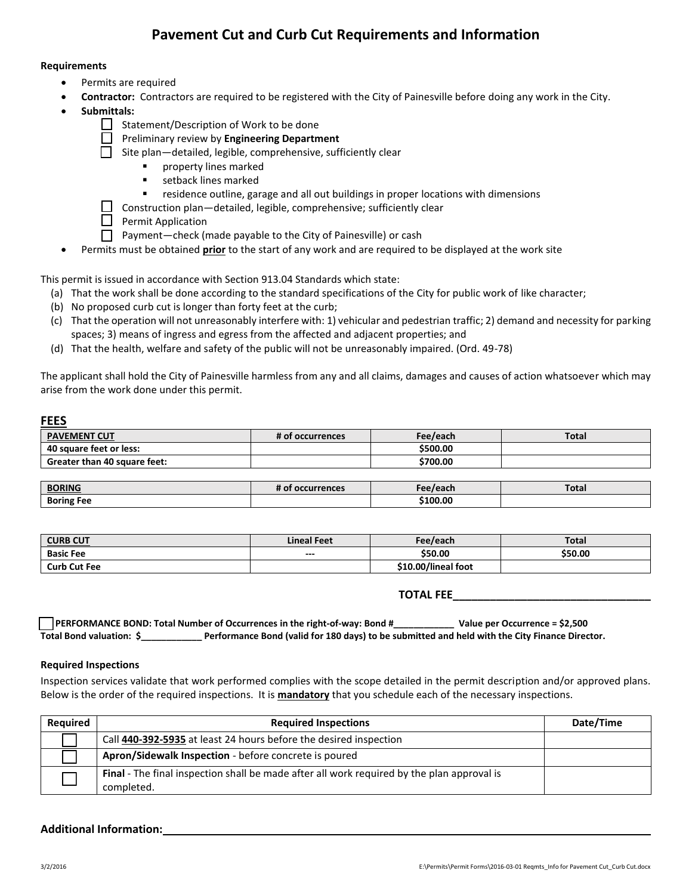# Pavement Cut and Curb Cut Requirements and Information

**Requirements**

- Permits are required
- **Contractor:** Contractors are required to be registered with the City of Painesville before doing any work in the City.
- **Submittals:**
  - ☐ Statement/Description of Work to be done
  - ☐ Preliminary review by **Engineering Department**
  - ☐ Site plan—detailed, legible, comprehensive, sufficiently clear
    - property lines marked
    - setback lines marked
    - residence outline, garage and all out buildings in proper locations with dimensions
  - ☐ Construction plan—detailed, legible, comprehensive; sufficiently clear
  - ☐ Permit Application
  - ☐ Payment—check (made payable to the City of Painesville) or cash
- Permits must be obtained **prior** to the start of any work and are required to be displayed at the work site

This permit is issued in accordance with Section 913.04 Standards which state:

(a) That the work shall be done according to the standard specifications of the City for public work of like character;
(b) No proposed curb cut is longer than forty feet at the curb;
(c) That the operation will not unreasonably interfere with: 1) vehicular and pedestrian traffic; 2) demand and necessity for parking spaces; 3) means of ingress and egress from the affected and adjacent properties; and
(d) That the health, welfare and safety of the public will not be unreasonably impaired. (Ord. 49-78)

The applicant shall hold the City of Painesville harmless from any and all claims, damages and causes of action whatsoever which may arise from the work done under this permit.

## FEES

| PAVEMENT CUT | # of occurrences | Fee/each | Total |
|---|---|---|---|
| **40 square feet or less:** | | **$500.00** | |
| **Greater than 40 square feet:** | | **$700.00** | |

| BORING | # of occurrences | Fee/each | Total |
|---|---|---|---|
| **Boring Fee** | | **$100.00** | |

| CURB CUT | Lineal Feet | Fee/each | Total |
|---|---|---|---|
| **Basic Fee** | --- | **$50.00** | **$50.00** |
| **Curb Cut Fee** | | **$10.00/lineal foot** | |

**TOTAL FEE_______________________________**

☐ **PERFORMANCE BOND: Total Number of Occurrences in the right-of-way: Bond #____________ Value per Occurrence = $2,500**
**Total Bond valuation: $____________ Performance Bond (valid for 180 days) to be submitted and held with the City Finance Director.**

**Required Inspections**

Inspection services validate that work performed complies with the scope detailed in the permit description and/or approved plans. Below is the order of the required inspections. It is **mandatory** that you schedule each of the necessary inspections.

| Required | Required Inspections | Date/Time |
|---|---|---|
| ☐ | Call **440-392-5935** at least 24 hours before the desired inspection | |
| ☐ | **Apron/Sidewalk Inspection** - before concrete is poured | |
| ☐ | **Final** - The final inspection shall be made after all work required by the plan approval is completed. | |

**Additional Information:_______________________________________________________________**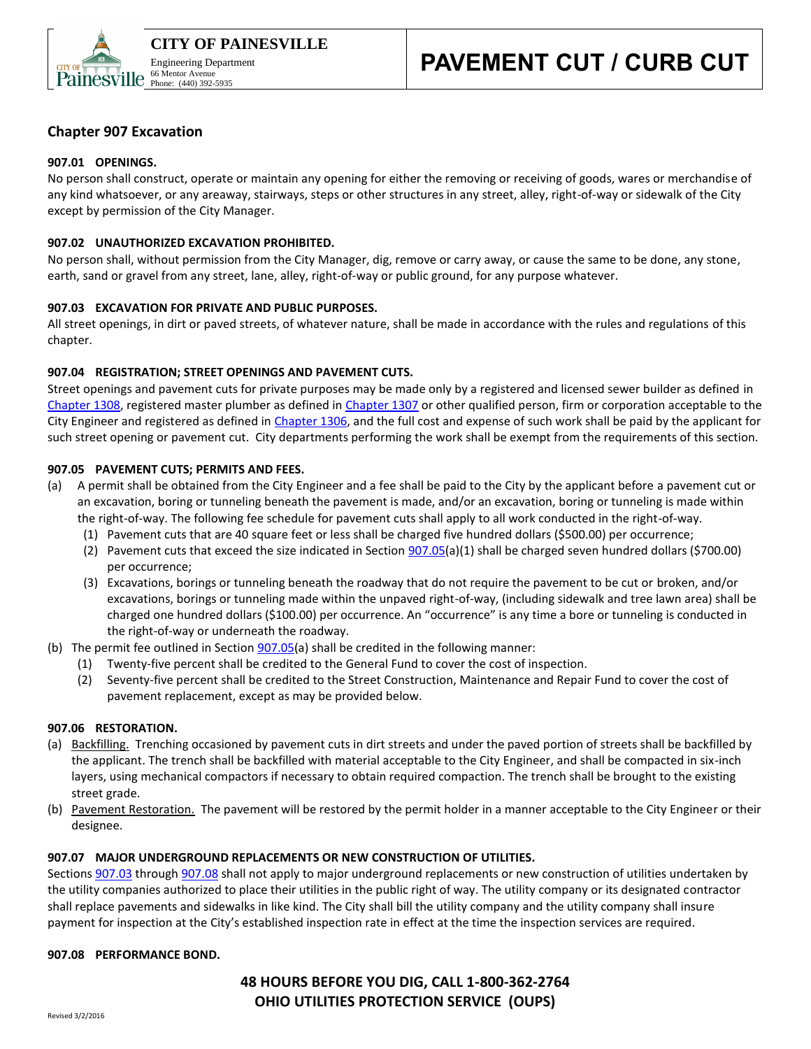## Chapter 907 Excavation

**907.01 OPENINGS.**

No person shall construct, operate or maintain any opening for either the removing or receiving of goods, wares or merchandise of any kind whatsoever, or any areaway, stairways, steps or other structures in any street, alley, right-of-way or sidewalk of the City except by permission of the City Manager.

**907.02 UNAUTHORIZED EXCAVATION PROHIBITED.**

No person shall, without permission from the City Manager, dig, remove or carry away, or cause the same to be done, any stone, earth, sand or gravel from any street, lane, alley, right-of-way or public ground, for any purpose whatever.

**907.03 EXCAVATION FOR PRIVATE AND PUBLIC PURPOSES.**

All street openings, in dirt or paved streets, of whatever nature, shall be made in accordance with the rules and regulations of this chapter.

**907.04 REGISTRATION; STREET OPENINGS AND PAVEMENT CUTS.**

Street openings and pavement cuts for private purposes may be made only by a registered and licensed sewer builder as defined in Chapter 1308, registered master plumber as defined in Chapter 1307 or other qualified person, firm or corporation acceptable to the City Engineer and registered as defined in Chapter 1306, and the full cost and expense of such work shall be paid by the applicant for such street opening or pavement cut. City departments performing the work shall be exempt from the requirements of this section.

**907.05 PAVEMENT CUTS; PERMITS AND FEES.**

(a) A permit shall be obtained from the City Engineer and a fee shall be paid to the City by the applicant before a pavement cut or an excavation, boring or tunneling beneath the pavement is made, and/or an excavation, boring or tunneling is made within the right-of-way. The following fee schedule for pavement cuts shall apply to all work conducted in the right-of-way.

   (1) Pavement cuts that are 40 square feet or less shall be charged five hundred dollars ($500.00) per occurrence;

   (2) Pavement cuts that exceed the size indicated in Section 907.05(a)(1) shall be charged seven hundred dollars ($700.00) per occurrence;

   (3) Excavations, borings or tunneling beneath the roadway that do not require the pavement to be cut or broken, and/or excavations, borings or tunneling made within the unpaved right-of-way, (including sidewalk and tree lawn area) shall be charged one hundred dollars ($100.00) per occurrence. An "occurrence" is any time a bore or tunneling is conducted in the right-of-way or underneath the roadway.

(b) The permit fee outlined in Section 907.05(a) shall be credited in the following manner:

   (1) Twenty-five percent shall be credited to the General Fund to cover the cost of inspection.

   (2) Seventy-five percent shall be credited to the Street Construction, Maintenance and Repair Fund to cover the cost of pavement replacement, except as may be provided below.

**907.06 RESTORATION.**

(a) Backfilling. Trenching occasioned by pavement cuts in dirt streets and under the paved portion of streets shall be backfilled by the applicant. The trench shall be backfilled with material acceptable to the City Engineer, and shall be compacted in six-inch layers, using mechanical compactors if necessary to obtain required compaction. The trench shall be brought to the existing street grade.

(b) Pavement Restoration. The pavement will be restored by the permit holder in a manner acceptable to the City Engineer or their designee.

**907.07 MAJOR UNDERGROUND REPLACEMENTS OR NEW CONSTRUCTION OF UTILITIES.**

Sections 907.03 through 907.08 shall not apply to major underground replacements or new construction of utilities undertaken by the utility companies authorized to place their utilities in the public right of way. The utility company or its designated contractor shall replace pavements and sidewalks in like kind. The City shall bill the utility company and the utility company shall insure payment for inspection at the City's established inspection rate in effect at the time the inspection services are required.

**907.08 PERFORMANCE BOND.**

**48 HOURS BEFORE YOU DIG, CALL 1-800-362-2764**
**OHIO UTILITIES PROTECTION SERVICE (OUPS)**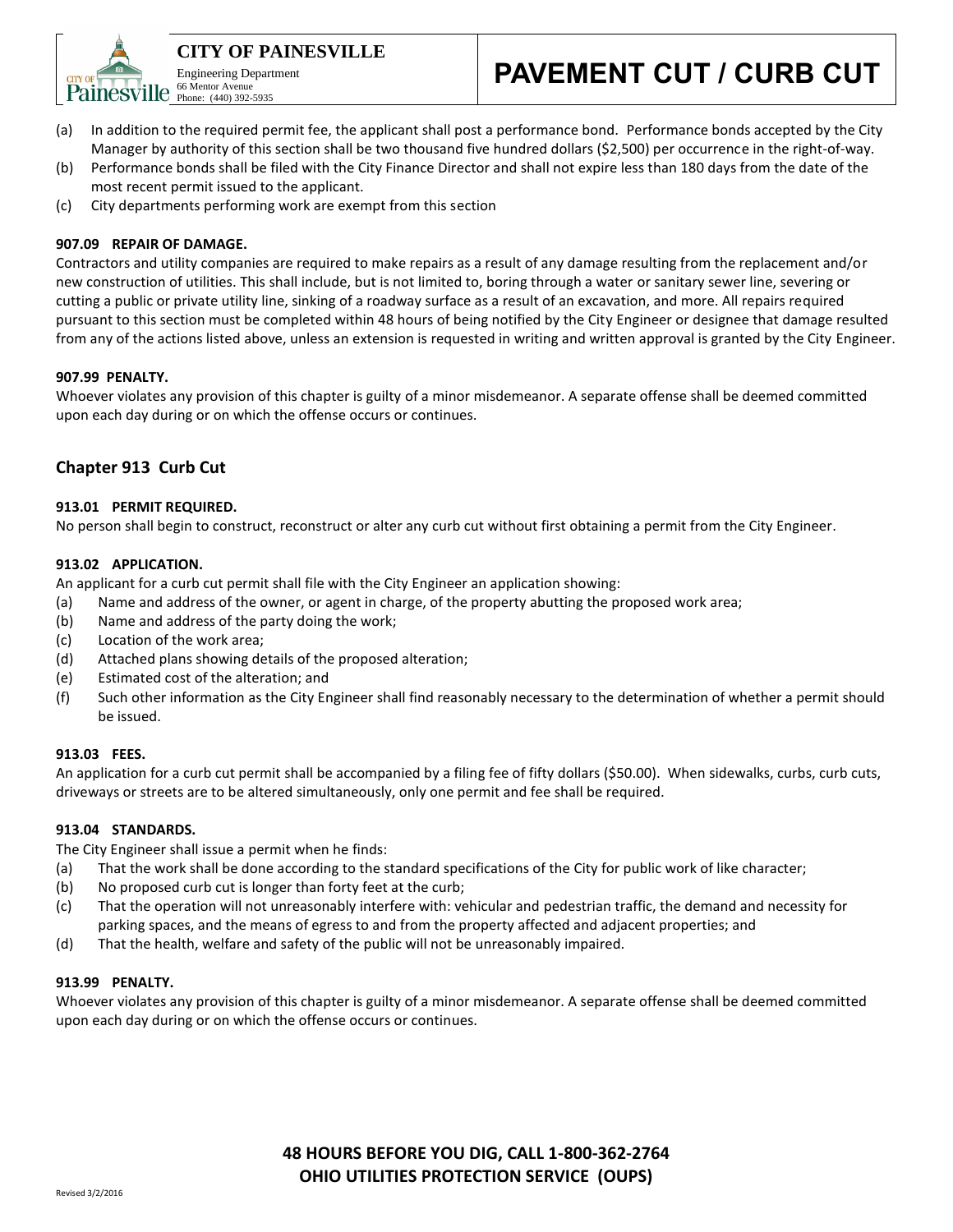(a) In addition to the required permit fee, the applicant shall post a performance bond. Performance bonds accepted by the City Manager by authority of this section shall be two thousand five hundred dollars ($2,500) per occurrence in the right-of-way.
(b) Performance bonds shall be filed with the City Finance Director and shall not expire less than 180 days from the date of the most recent permit issued to the applicant.
(c) City departments performing work are exempt from this section

**907.09 REPAIR OF DAMAGE.**

Contractors and utility companies are required to make repairs as a result of any damage resulting from the replacement and/or new construction of utilities. This shall include, but is not limited to, boring through a water or sanitary sewer line, severing or cutting a public or private utility line, sinking of a roadway surface as a result of an excavation, and more. All repairs required pursuant to this section must be completed within 48 hours of being notified by the City Engineer or designee that damage resulted from any of the actions listed above, unless an extension is requested in writing and written approval is granted by the City Engineer.

**907.99 PENALTY.**

Whoever violates any provision of this chapter is guilty of a minor misdemeanor. A separate offense shall be deemed committed upon each day during or on which the offense occurs or continues.

## Chapter 913 Curb Cut

**913.01 PERMIT REQUIRED.**

No person shall begin to construct, reconstruct or alter any curb cut without first obtaining a permit from the City Engineer.

**913.02 APPLICATION.**

An applicant for a curb cut permit shall file with the City Engineer an application showing:

(a) Name and address of the owner, or agent in charge, of the property abutting the proposed work area;
(b) Name and address of the party doing the work;
(c) Location of the work area;
(d) Attached plans showing details of the proposed alteration;
(e) Estimated cost of the alteration; and
(f) Such other information as the City Engineer shall find reasonably necessary to the determination of whether a permit should be issued.

**913.03 FEES.**

An application for a curb cut permit shall be accompanied by a filing fee of fifty dollars ($50.00). When sidewalks, curbs, curb cuts, driveways or streets are to be altered simultaneously, only one permit and fee shall be required.

**913.04 STANDARDS.**

The City Engineer shall issue a permit when he finds:

(a) That the work shall be done according to the standard specifications of the City for public work of like character;
(b) No proposed curb cut is longer than forty feet at the curb;
(c) That the operation will not unreasonably interfere with: vehicular and pedestrian traffic, the demand and necessity for parking spaces, and the means of egress to and from the property affected and adjacent properties; and
(d) That the health, welfare and safety of the public will not be unreasonably impaired.

**913.99 PENALTY.**

Whoever violates any provision of this chapter is guilty of a minor misdemeanor. A separate offense shall be deemed committed upon each day during or on which the offense occurs or continues.